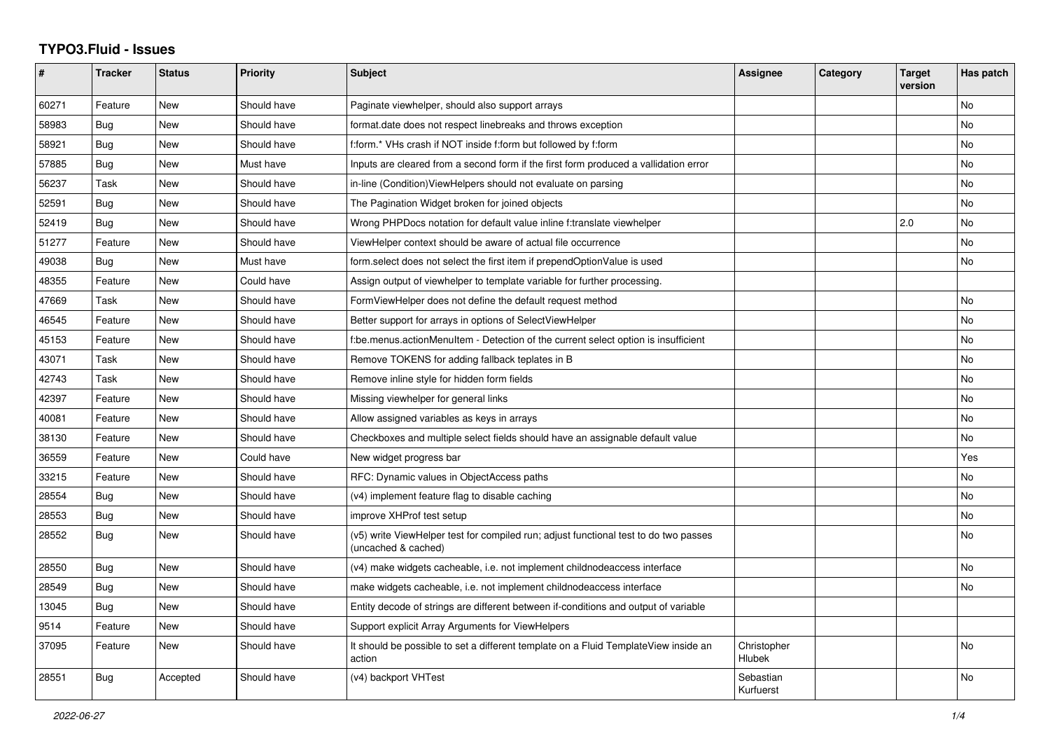# TYPO3.Fluid - Issues

| # | Tracker | Status | Priority | Subject | Assignee | Category | Target version | Has patch |
|---|---|---|---|---|---|---|---|---|
| 60271 | Feature | New | Should have | Paginate viewhelper, should also support arrays | | | | No |
| 58983 | Bug | New | Should have | format.date does not respect linebreaks and throws exception | | | | No |
| 58921 | Bug | New | Should have | f:form.* VHs crash if NOT inside f:form but followed by f:form | | | | No |
| 57885 | Bug | New | Must have | Inputs are cleared from a second form if the first form produced a vallidation error | | | | No |
| 56237 | Task | New | Should have | in-line (Condition)ViewHelpers should not evaluate on parsing | | | | No |
| 52591 | Bug | New | Should have | The Pagination Widget broken for joined objects | | | | No |
| 52419 | Bug | New | Should have | Wrong PHPDocs notation for default value inline f:translate viewhelper | | | 2.0 | No |
| 51277 | Feature | New | Should have | ViewHelper context should be aware of actual file occurrence | | | | No |
| 49038 | Bug | New | Must have | form.select does not select the first item if prependOptionValue is used | | | | No |
| 48355 | Feature | New | Could have | Assign output of viewhelper to template variable for further processing. | | | | |
| 47669 | Task | New | Should have | FormViewHelper does not define the default request method | | | | No |
| 46545 | Feature | New | Should have | Better support for arrays in options of SelectViewHelper | | | | No |
| 45153 | Feature | New | Should have | f:be.menus.actionMenuItem - Detection of the current select option is insufficient | | | | No |
| 43071 | Task | New | Should have | Remove TOKENS for adding fallback teplates in B | | | | No |
| 42743 | Task | New | Should have | Remove inline style for hidden form fields | | | | No |
| 42397 | Feature | New | Should have | Missing viewhelper for general links | | | | No |
| 40081 | Feature | New | Should have | Allow assigned variables as keys in arrays | | | | No |
| 38130 | Feature | New | Should have | Checkboxes and multiple select fields should have an assignable default value | | | | No |
| 36559 | Feature | New | Could have | New widget progress bar | | | | Yes |
| 33215 | Feature | New | Should have | RFC: Dynamic values in ObjectAccess paths | | | | No |
| 28554 | Bug | New | Should have | (v4) implement feature flag to disable caching | | | | No |
| 28553 | Bug | New | Should have | improve XHProf test setup | | | | No |
| 28552 | Bug | New | Should have | (v5) write ViewHelper test for compiled run; adjust functional test to do two passes (uncached & cached) | | | | No |
| 28550 | Bug | New | Should have | (v4) make widgets cacheable, i.e. not implement childnodeaccess interface | | | | No |
| 28549 | Bug | New | Should have | make widgets cacheable, i.e. not implement childnodeaccess interface | | | | No |
| 13045 | Bug | New | Should have | Entity decode of strings are different between if-conditions and output of variable | | | | |
| 9514 | Feature | New | Should have | Support explicit Array Arguments for ViewHelpers | | | | |
| 37095 | Feature | New | Should have | It should be possible to set a different template on a Fluid TemplateView inside an action | Christopher Hlubek | | | No |
| 28551 | Bug | Accepted | Should have | (v4) backport VHTest | Sebastian Kurfuerst | | | No |

*2022-06-27*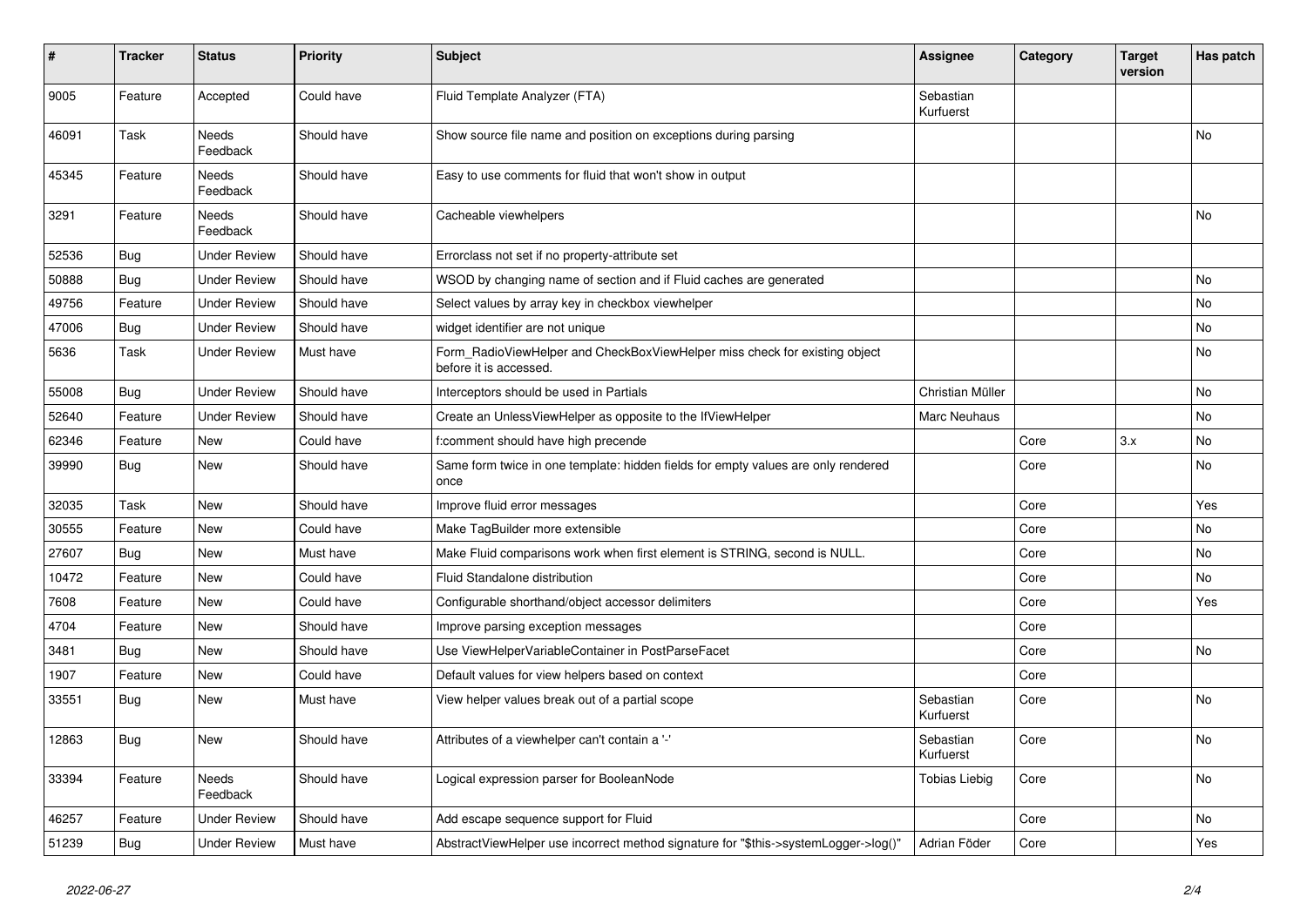| # | Tracker | Status | Priority | Subject | Assignee | Category | Target version | Has patch |
|---|---|---|---|---|---|---|---|---|
| 9005 | Feature | Accepted | Could have | Fluid Template Analyzer (FTA) | Sebastian Kurfuerst | | | |
| 46091 | Task | Needs Feedback | Should have | Show source file name and position on exceptions during parsing | | | | No |
| 45345 | Feature | Needs Feedback | Should have | Easy to use comments for fluid that won't show in output | | | | |
| 3291 | Feature | Needs Feedback | Should have | Cacheable viewhelpers | | | | No |
| 52536 | Bug | Under Review | Should have | Errorclass not set if no property-attribute set | | | | |
| 50888 | Bug | Under Review | Should have | WSOD by changing name of section and if Fluid caches are generated | | | | No |
| 49756 | Feature | Under Review | Should have | Select values by array key in checkbox viewhelper | | | | No |
| 47006 | Bug | Under Review | Should have | widget identifier are not unique | | | | No |
| 5636 | Task | Under Review | Must have | Form_RadioViewHelper and CheckBoxViewHelper miss check for existing object before it is accessed. | | | | No |
| 55008 | Bug | Under Review | Should have | Interceptors should be used in Partials | Christian Müller | | | No |
| 52640 | Feature | Under Review | Should have | Create an UnlessViewHelper as opposite to the IfViewHelper | Marc Neuhaus | | | No |
| 62346 | Feature | New | Could have | f:comment should have high precende | | Core | 3.x | No |
| 39990 | Bug | New | Should have | Same form twice in one template: hidden fields for empty values are only rendered once | | Core | | No |
| 32035 | Task | New | Should have | Improve fluid error messages | | Core | | Yes |
| 30555 | Feature | New | Could have | Make TagBuilder more extensible | | Core | | No |
| 27607 | Bug | New | Must have | Make Fluid comparisons work when first element is STRING, second is NULL. | | Core | | No |
| 10472 | Feature | New | Could have | Fluid Standalone distribution | | Core | | No |
| 7608 | Feature | New | Could have | Configurable shorthand/object accessor delimiters | | Core | | Yes |
| 4704 | Feature | New | Should have | Improve parsing exception messages | | Core | | |
| 3481 | Bug | New | Should have | Use ViewHelperVariableContainer in PostParseFacet | | Core | | No |
| 1907 | Feature | New | Could have | Default values for view helpers based on context | | Core | | |
| 33551 | Bug | New | Must have | View helper values break out of a partial scope | Sebastian Kurfuerst | Core | | No |
| 12863 | Bug | New | Should have | Attributes of a viewhelper can't contain a '-' | Sebastian Kurfuerst | Core | | No |
| 33394 | Feature | Needs Feedback | Should have | Logical expression parser for BooleanNode | Tobias Liebig | Core | | No |
| 46257 | Feature | Under Review | Should have | Add escape sequence support for Fluid | | Core | | No |
| 51239 | Bug | Under Review | Must have | AbstractViewHelper use incorrect method signature for "$this->systemLogger->log()" | Adrian Föder | Core | | Yes |

2022-06-27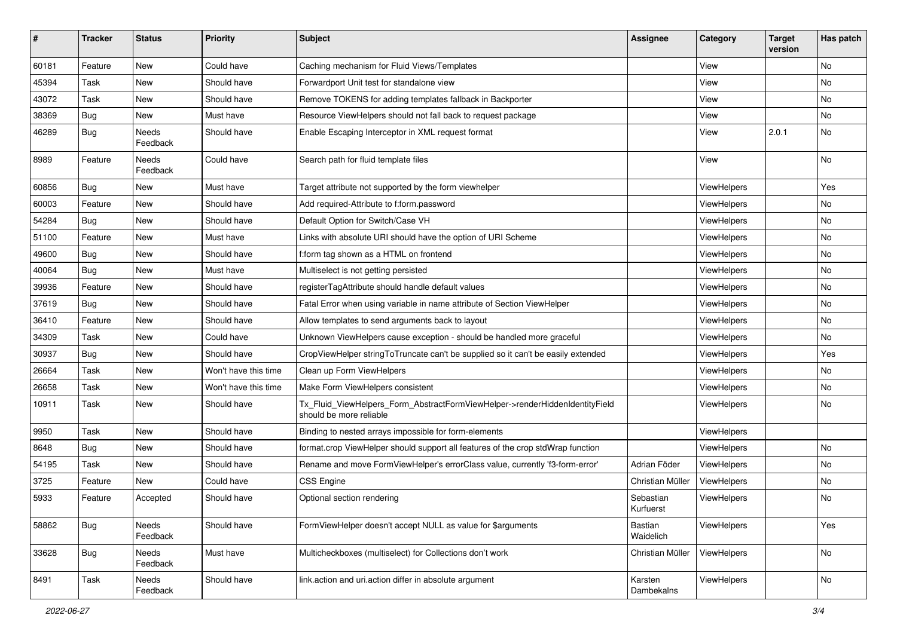| # | Tracker | Status | Priority | Subject | Assignee | Category | Target version | Has patch |
|---|---|---|---|---|---|---|---|---|
| 60181 | Feature | New | Could have | Caching mechanism for Fluid Views/Templates | | View | | No |
| 45394 | Task | New | Should have | Forwardport Unit test for standalone view | | View | | No |
| 43072 | Task | New | Should have | Remove TOKENS for adding templates fallback in Backporter | | View | | No |
| 38369 | Bug | New | Must have | Resource ViewHelpers should not fall back to request package | | View | | No |
| 46289 | Bug | Needs Feedback | Should have | Enable Escaping Interceptor in XML request format | | View | 2.0.1 | No |
| 8989 | Feature | Needs Feedback | Could have | Search path for fluid template files | | View | | No |
| 60856 | Bug | New | Must have | Target attribute not supported by the form viewhelper | | ViewHelpers | | Yes |
| 60003 | Feature | New | Should have | Add required-Attribute to f:form.password | | ViewHelpers | | No |
| 54284 | Bug | New | Should have | Default Option for Switch/Case VH | | ViewHelpers | | No |
| 51100 | Feature | New | Must have | Links with absolute URI should have the option of URI Scheme | | ViewHelpers | | No |
| 49600 | Bug | New | Should have | f:form tag shown as a HTML on frontend | | ViewHelpers | | No |
| 40064 | Bug | New | Must have | Multiselect is not getting persisted | | ViewHelpers | | No |
| 39936 | Feature | New | Should have | registerTagAttribute should handle default values | | ViewHelpers | | No |
| 37619 | Bug | New | Should have | Fatal Error when using variable in name attribute of Section ViewHelper | | ViewHelpers | | No |
| 36410 | Feature | New | Should have | Allow templates to send arguments back to layout | | ViewHelpers | | No |
| 34309 | Task | New | Could have | Unknown ViewHelpers cause exception - should be handled more graceful | | ViewHelpers | | No |
| 30937 | Bug | New | Should have | CropViewHelper stringToTruncate can't be supplied so it can't be easily extended | | ViewHelpers | | Yes |
| 26664 | Task | New | Won't have this time | Clean up Form ViewHelpers | | ViewHelpers | | No |
| 26658 | Task | New | Won't have this time | Make Form ViewHelpers consistent | | ViewHelpers | | No |
| 10911 | Task | New | Should have | Tx_Fluid_ViewHelpers_Form_AbstractFormViewHelper->renderHiddenIdentityField should be more reliable | | ViewHelpers | | No |
| 9950 | Task | New | Should have | Binding to nested arrays impossible for form-elements | | ViewHelpers | | |
| 8648 | Bug | New | Should have | format.crop ViewHelper should support all features of the crop stdWrap function | | ViewHelpers | | No |
| 54195 | Task | New | Should have | Rename and move FormViewHelper's errorClass value, currently 'f3-form-error' | Adrian Föder | ViewHelpers | | No |
| 3725 | Feature | New | Could have | CSS Engine | Christian Müller | ViewHelpers | | No |
| 5933 | Feature | Accepted | Should have | Optional section rendering | Sebastian Kurfuerst | ViewHelpers | | No |
| 58862 | Bug | Needs Feedback | Should have | FormViewHelper doesn't accept NULL as value for $arguments | Bastian Waidelich | ViewHelpers | | Yes |
| 33628 | Bug | Needs Feedback | Must have | Multicheckboxes (multiselect) for Collections don't work | Christian Müller | ViewHelpers | | No |
| 8491 | Task | Needs Feedback | Should have | link.action and uri.action differ in absolute argument | Karsten Dambekalns | ViewHelpers | | No |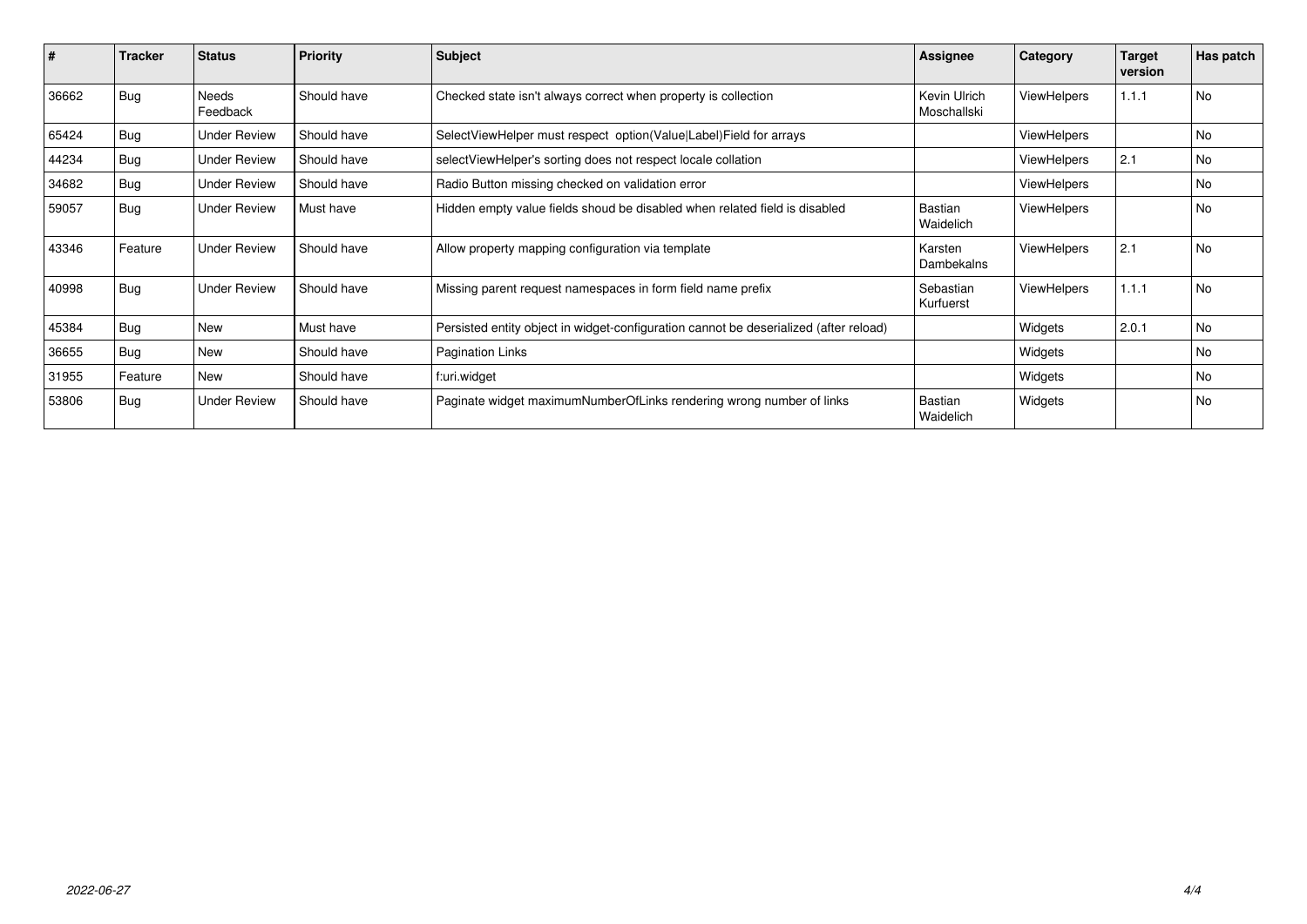| # | Tracker | Status | Priority | Subject | Assignee | Category | Target version | Has patch |
|---|---|---|---|---|---|---|---|---|
| 36662 | Bug | Needs Feedback | Should have | Checked state isn't always correct when property is collection | Kevin Ulrich Moschallski | ViewHelpers | 1.1.1 | No |
| 65424 | Bug | Under Review | Should have | SelectViewHelper must respect  option(Value\|Label)Field for arrays | | ViewHelpers | | No |
| 44234 | Bug | Under Review | Should have | selectViewHelper's sorting does not respect locale collation | | ViewHelpers | 2.1 | No |
| 34682 | Bug | Under Review | Should have | Radio Button missing checked on validation error | | ViewHelpers | | No |
| 59057 | Bug | Under Review | Must have | Hidden empty value fields shoud be disabled when related field is disabled | Bastian Waidelich | ViewHelpers | | No |
| 43346 | Feature | Under Review | Should have | Allow property mapping configuration via template | Karsten Dambekalns | ViewHelpers | 2.1 | No |
| 40998 | Bug | Under Review | Should have | Missing parent request namespaces in form field name prefix | Sebastian Kurfuerst | ViewHelpers | 1.1.1 | No |
| 45384 | Bug | New | Must have | Persisted entity object in widget-configuration cannot be deserialized (after reload) | | Widgets | 2.0.1 | No |
| 36655 | Bug | New | Should have | Pagination Links | | Widgets | | No |
| 31955 | Feature | New | Should have | f:uri.widget | | Widgets | | No |
| 53806 | Bug | Under Review | Should have | Paginate widget maximumNumberOfLinks rendering wrong number of links | Bastian Waidelich | Widgets | | No |

*2022-06-27*